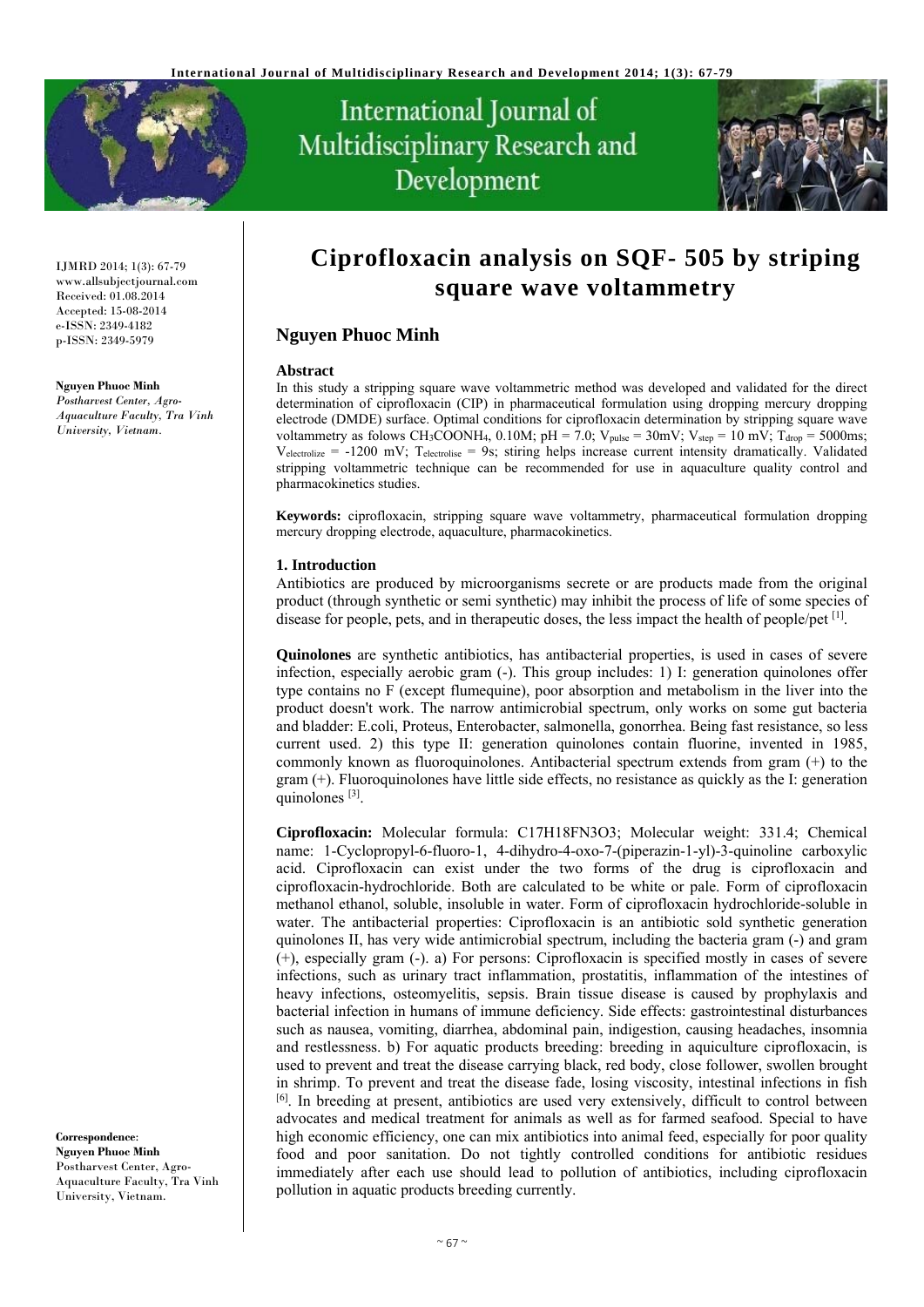# Ciprofloxacin analysis on SQF- 505 by striping square wave voltammetry

## Nguyen Phuoc Minh

IJMRD 2014; 1(3): 67-79
www.allsubjectjournal.com
Received: 01.08.2014
Accepted: 15-08-2014
e-ISSN: 2349-4182
p-ISSN: 2349-5979

**Nguyen Phuoc Minh**
*Postharvest Center, Agro-Aquaculture Faculty, Tra Vinh University, Vietnam.*

**Correspondence**:
**Nguyen Phuoc Minh**
Postharvest Center, Agro-Aquaculture Faculty, Tra Vinh University, Vietnam.

### Abstract

In this study a stripping square wave voltammetric method was developed and validated for the direct determination of ciprofloxacin (CIP) in pharmaceutical formulation using dropping mercury dropping electrode (DMDE) surface. Optimal conditions for ciprofloxacin determination by stripping square wave voltammetry as folows $CH_3COONH_4$, 0.10M; pH = 7.0; $V_{pulse}$ = 30mV; $V_{step}$ = 10 mV; $T_{drop}$ = 5000ms; $V_{electrolize}$ = -1200 mV; $T_{electrolise}$ = 9s; stiring helps increase current intensity dramatically. Validated stripping voltammetric technique can be recommended for use in aquaculture quality control and pharmacokinetics studies.

**Keywords:** ciprofloxacin, stripping square wave voltammetry, pharmaceutical formulation dropping mercury dropping electrode, aquaculture, pharmacokinetics.

### 1. Introduction

Antibiotics are produced by microorganisms secrete or are products made from the original product (through synthetic or semi synthetic) may inhibit the process of life of some species of disease for people, pets, and in therapeutic doses, the less impact the health of people/pet [1].

**Quinolones** are synthetic antibiotics, has antibacterial properties, is used in cases of severe infection, especially aerobic gram (-). This group includes: 1) I: generation quinolones offer type contains no F (except flumequine), poor absorption and metabolism in the liver into the product doesn't work. The narrow antimicrobial spectrum, only works on some gut bacteria and bladder: E.coli, Proteus, Enterobacter, salmonella, gonorrhea. Being fast resistance, so less current used. 2) this type II: generation quinolones contain fluorine, invented in 1985, commonly known as fluoroquinolones. Antibacterial spectrum extends from gram (+) to the gram (+). Fluoroquinolones have little side effects, no resistance as quickly as the I: generation quinolones [3].

**Ciprofloxacin:** Molecular formula: $C_{17}H_{18}FN_3O_3$; Molecular weight: 331.4; Chemical name: 1-Cyclopropyl-6-fluoro-1, 4-dihydro-4-oxo-7-(piperazin-1-yl)-3-quinoline carboxylic acid. Ciprofloxacin can exist under the two forms of the drug is ciprofloxacin and ciprofloxacin-hydrochloride. Both are calculated to be white or pale. Form of ciprofloxacin methanol ethanol, soluble, insoluble in water. Form of ciprofloxacin hydrochloride-soluble in water. The antibacterial properties: Ciprofloxacin is an antibiotic sold synthetic generation quinolones II, has very wide antimicrobial spectrum, including the bacteria gram (-) and gram (+), especially gram (-). a) For persons: Ciprofloxacin is specified mostly in cases of severe infections, such as urinary tract inflammation, prostatitis, inflammation of the intestines of heavy infections, osteomyelitis, sepsis. Brain tissue disease is caused by prophylaxis and bacterial infection in humans of immune deficiency. Side effects: gastrointestinal disturbances such as nausea, vomiting, diarrhea, abdominal pain, indigestion, causing headaches, insomnia and restlessness. b) For aquatic products breeding: breeding in aquiculture ciprofloxacin, is used to prevent and treat the disease carrying black, red body, close follower, swollen brought in shrimp. To prevent and treat the disease fade, losing viscosity, intestinal infections in fish [6]. In breeding at present, antibiotics are used very extensively, difficult to control between advocates and medical treatment for animals as well as for farmed seafood. Special to have high economic efficiency, one can mix antibiotics into animal feed, especially for poor quality food and poor sanitation. Do not tightly controlled conditions for antibiotic residues immediately after each use should lead to pollution of antibiotics, including ciprofloxacin pollution in aquatic products breeding currently.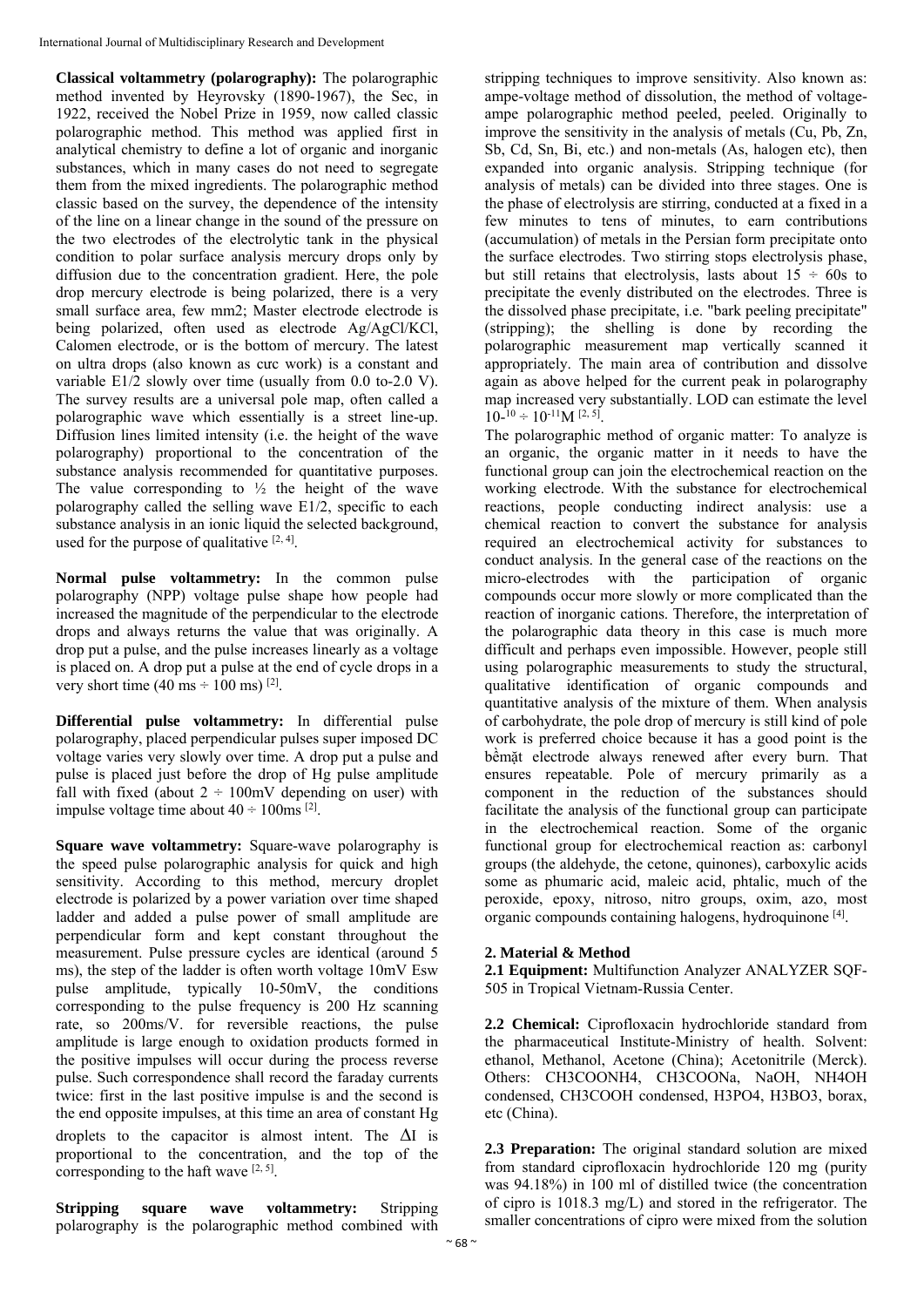**Classical voltammetry (polarography):** The polarographic method invented by Heyrovsky (1890-1967), the Sec, in 1922, received the Nobel Prize in 1959, now called classic polarographic method. This method was applied first in analytical chemistry to define a lot of organic and inorganic substances, which in many cases do not need to segregate them from the mixed ingredients. The polarographic method classic based on the survey, the dependence of the intensity of the line on a linear change in the sound of the pressure on the two electrodes of the electrolytic tank in the physical condition to polar surface analysis mercury drops only by diffusion due to the concentration gradient. Here, the pole drop mercury electrode is being polarized, there is a very small surface area, few mm2; Master electrode electrode is being polarized, often used as electrode Ag/AgCl/KCl, Calomen electrode, or is the bottom of mercury. The latest on ultra drops (also known as cưc work) is a constant and variable E1/2 slowly over time (usually from 0.0 to-2.0 V). The survey results are a universal pole map, often called a polarographic wave which essentially is a street line-up. Diffusion lines limited intensity (i.e. the height of the wave polarography) proportional to the concentration of the substance analysis recommended for quantitative purposes. The value corresponding to ½ the height of the wave polarography called the selling wave E1/2, specific to each substance analysis in an ionic liquid the selected background, used for the purpose of qualitative [2, 4].

**Normal pulse voltammetry:** In the common pulse polarography (NPP) voltage pulse shape how people had increased the magnitude of the perpendicular to the electrode drops and always returns the value that was originally. A drop put a pulse, and the pulse increases linearly as a voltage is placed on. A drop put a pulse at the end of cycle drops in a very short time (40 ms ÷ 100 ms) [2].

**Differential pulse voltammetry:** In differential pulse polarography, placed perpendicular pulses super imposed DC voltage varies very slowly over time. A drop put a pulse and pulse is placed just before the drop of Hg pulse amplitude fall with fixed (about 2 ÷ 100mV depending on user) with impulse voltage time about 40 ÷ 100ms [2].

**Square wave voltammetry:** Square-wave polarography is the speed pulse polarographic analysis for quick and high sensitivity. According to this method, mercury droplet electrode is polarized by a power variation over time shaped ladder and added a pulse power of small amplitude are perpendicular form and kept constant throughout the measurement. Pulse pressure cycles are identical (around 5 ms), the step of the ladder is often worth voltage 10mV Esw pulse amplitude, typically 10-50mV, the conditions corresponding to the pulse frequency is 200 Hz scanning rate, so 200ms/V. for reversible reactions, the pulse amplitude is large enough to oxidation products formed in the positive impulses will occur during the process reverse pulse. Such correspondence shall record the faraday currents twice: first in the last positive impulse is and the second is the end opposite impulses, at this time an area of constant Hg droplets to the capacitor is almost intent. The $\Delta I$ is proportional to the concentration, and the top of the corresponding to the haft wave [2, 5].

**Stripping square wave voltammetry:** Stripping polarography is the polarographic method combined with stripping techniques to improve sensitivity. Also known as: ampe-voltage method of dissolution, the method of voltage-ampe polarographic method peeled, peeled. Originally to improve the sensitivity in the analysis of metals (Cu, Pb, Zn, Sb, Cd, Sn, Bi, etc.) and non-metals (As, halogen etc), then expanded into organic analysis. Stripping technique (for analysis of metals) can be divided into three stages. One is the phase of electrolysis are stirring, conducted at a fixed in a few minutes to tens of minutes, to earn contributions (accumulation) of metals in the Persian form precipitate onto the surface electrodes. Two stirring stops electrolysis phase, but still retains that electrolysis, lasts about 15 ÷ 60s to precipitate the evenly distributed on the electrodes. Three is the dissolved phase precipitate, i.e. "bark peeling precipitate" (stripping); the shelling is done by recording the polarographic measurement map vertically scanned it appropriately. The main area of contribution and dissolve again as above helped for the current peak in polarography map increased very substantially. LOD can estimate the level $10^{-10} \div 10^{-11}$M [2, 5].

The polarographic method of organic matter: To analyze is an organic, the organic matter in it needs to have the functional group can join the electrochemical reaction on the working electrode. With the substance for electrochemical reactions, people conducting indirect analysis: use a chemical reaction to convert the substance for analysis required an electrochemical activity for substances to conduct analysis. In the general case of the reactions on the micro-electrodes with the participation of organic compounds occur more slowly or more complicated than the reaction of inorganic cations. Therefore, the interpretation of the polarographic data theory in this case is much more difficult and perhaps even impossible. However, people still using polarographic measurements to study the structural, qualitative identification of organic compounds and quantitative analysis of the mixture of them. When analysis of carbohydrate, the pole drop of mercury is still kind of pole work is preferred choice because it has a good point is the bềmặt electrode always renewed after every burn. That ensures repeatable. Pole of mercury primarily as a component in the reduction of the substances should facilitate the analysis of the functional group can participate in the electrochemical reaction. Some of the organic functional group for electrochemical reaction as: carbonyl groups (the aldehyde, the cetone, quinones), carboxylic acids some as phumaric acid, maleic acid, phtalic, much of the peroxide, epoxy, nitroso, nitro groups, oxim, azo, most organic compounds containing halogens, hydroquinone [4].

## 2. Material & Method

**2.1 Equipment:** Multifunction Analyzer ANALYZER SQF-505 in Tropical Vietnam-Russia Center.

**2.2 Chemical:** Ciprofloxacin hydrochloride standard from the pharmaceutical Institute-Ministry of health. Solvent: ethanol, Methanol, Acetone (China); Acetonitrile (Merck). Others: $CH_3COONH_4$, $CH_3COONa$, NaOH, $NH_4OH$ condensed, $CH_3COOH$ condensed, $H_3PO_4$, $H_3BO_3$, borax, etc (China).

**2.3 Preparation:** The original standard solution are mixed from standard ciprofloxacin hydrochloride 120 mg (purity was 94.18%) in 100 ml of distilled twice (the concentration of cipro is 1018.3 mg/L) and stored in the refrigerator. The smaller concentrations of cipro were mixed from the solution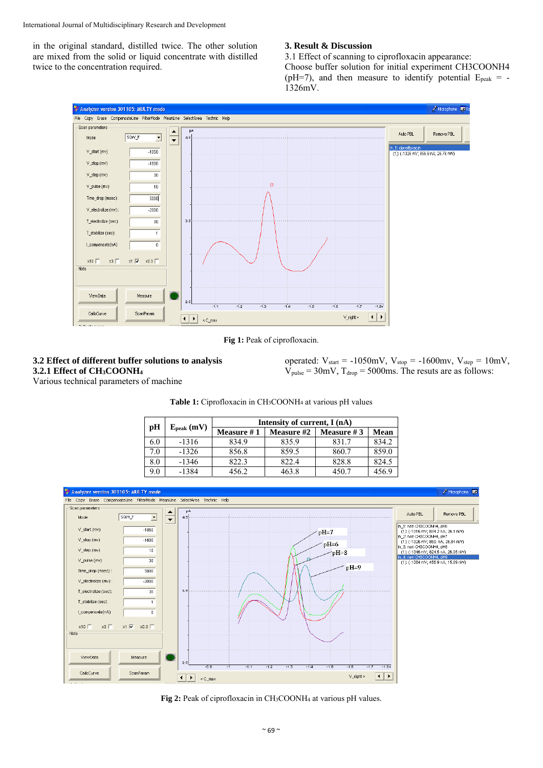in the original standard, distilled twice. The other solution are mixed from the solid or liquid concentrate with distilled twice to the concentration required.

## 3. Result & Discussion

3.1 Effect of scanning to ciprofloxacin appearance:
Choose buffer solution for initial experiment $CH_3COONH_4$ (pH=7), and then measure to identify potential $E_{peak}$ = -1326mV.

**Fig 1:** Peak of ciprofloxacin.

### 3.2 Effect of different buffer solutions to analysis

#### 3.2.1 Effect of $CH_3COONH_4$

Various technical parameters of machine operated: $V_{start}$ = -1050mV, $V_{stop}$ = -1600mv, $V_{step}$ = 10mV, $V_{pulse}$ = 30mV, $T_{drop}$ = 5000ms. The resuts are as follows:

**Table 1:** Ciprofloxacin in $CH_3COONH_4$ at various pH values

| pH | $E_{peak}$ (mV) | Intensity of current, I (nA) | | | |
|---|---|---|---|---|---|
| | | Measure # 1 | Measure #2 | Measure # 3 | Mean |
| 6.0 | -1316 | 834.9 | 835.9 | 831.7 | 834.2 |
| 7.0 | -1326 | 856.8 | 859.5 | 860.7 | 859.0 |
| 8.0 | -1346 | 822.3 | 822.4 | 828.8 | 824.5 |
| 9.0 | -1384 | 456.2 | 463.8 | 450.7 | 456.9 |

**Fig 2:** Peak of ciprofloxacin in $CH_3COONH_4$ at various pH values.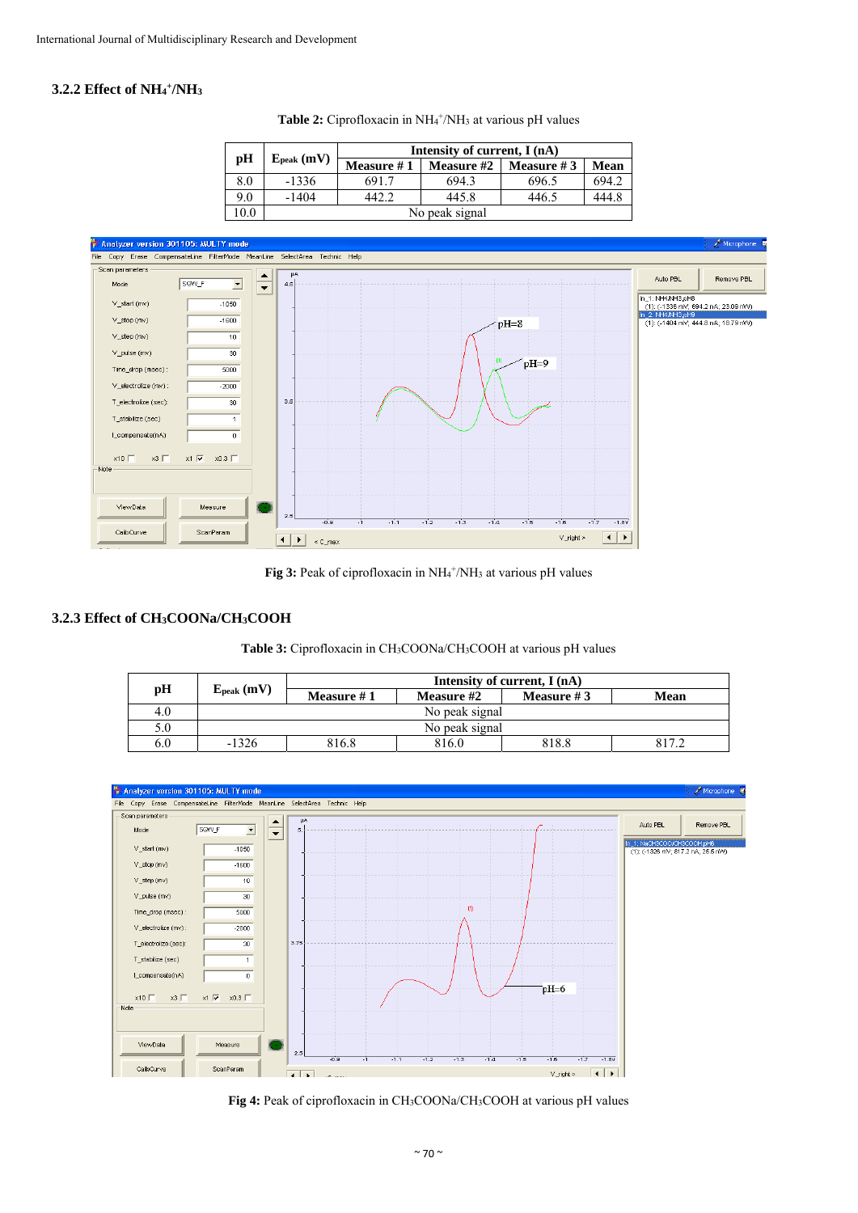### 3.2.2 Effect of $NH_4^+/NH_3$

**Table 2:** Ciprofloxacin in $NH_4^+/NH_3$ at various pH values

| pH | $E_{peak}$ (mV) | Intensity of current, I (nA) | | | |
|---|---|---|---|---|---|
| | | Measure # 1 | Measure #2 | Measure # 3 | Mean |
| 8.0 | -1336 | 691.7 | 694.3 | 696.5 | 694.2 |
| 9.0 | -1404 | 442.2 | 445.8 | 446.5 | 444.8 |
| 10.0 | No peak signal | | | | |

**Fig 3:** Peak of ciprofloxacin in $NH_4^+/NH_3$ at various pH values

### 3.2.3 Effect of $CH_3COONa/CH_3COOH$

**Table 3:** Ciprofloxacin in $CH_3COONa/CH_3COOH$ at various pH values

| pH | $E_{peak}$ (mV) | Intensity of current, I (nA) | | | |
|---|---|---|---|---|---|
| | | Measure # 1 | Measure #2 | Measure # 3 | Mean |
| 4.0 | No peak signal | | | | |
| 5.0 | No peak signal | | | | |
| 6.0 | -1326 | 816.8 | 816.0 | 818.8 | 817.2 |

**Fig 4:** Peak of ciprofloxacin in $CH_3COONa/CH_3COOH$ at various pH values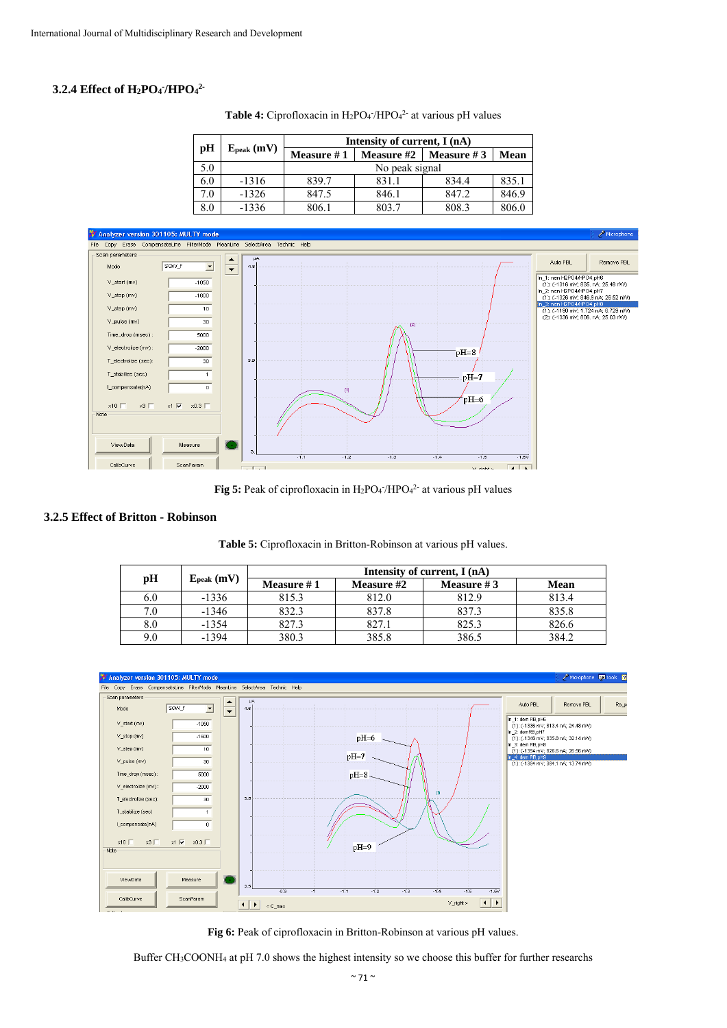### 3.2.4 Effect of $H_2PO_4^-/HPO_4^{2-}$

**Table 4:** Ciprofloxacin in $H_2PO_4^-/HPO_4^{2-}$ at various pH values

| pH | $E_{peak}$ (mV) | Intensity of current, I (nA) | | | |
|---|---|---|---|---|---|
| | | Measure # 1 | Measure #2 | Measure # 3 | Mean |
| 5.0 | | No peak signal | | | |
| 6.0 | -1316 | 839.7 | 831.1 | 834.4 | 835.1 |
| 7.0 | -1326 | 847.5 | 846.1 | 847.2 | 846.9 |
| 8.0 | -1336 | 806.1 | 803.7 | 808.3 | 806.0 |

**Fig 5:** Peak of ciprofloxacin in $H_2PO_4^-/HPO_4^{2-}$ at various pH values

### 3.2.5 Effect of Britton - Robinson

**Table 5:** Ciprofloxacin in Britton-Robinson at various pH values.

| pH | $E_{peak}$ (mV) | Intensity of current, I (nA) | | | |
|---|---|---|---|---|---|
| | | Measure # 1 | Measure #2 | Measure # 3 | Mean |
| 6.0 | -1336 | 815.3 | 812.0 | 812.9 | 813.4 |
| 7.0 | -1346 | 832.3 | 837.8 | 837.3 | 835.8 |
| 8.0 | -1354 | 827.3 | 827.1 | 825.3 | 826.6 |
| 9.0 | -1394 | 380.3 | 385.8 | 386.5 | 384.2 |

**Fig 6:** Peak of ciprofloxacin in Britton-Robinson at various pH values.

Buffer $CH_3COONH_4$ at pH 7.0 shows the highest intensity so we choose this buffer for further researchs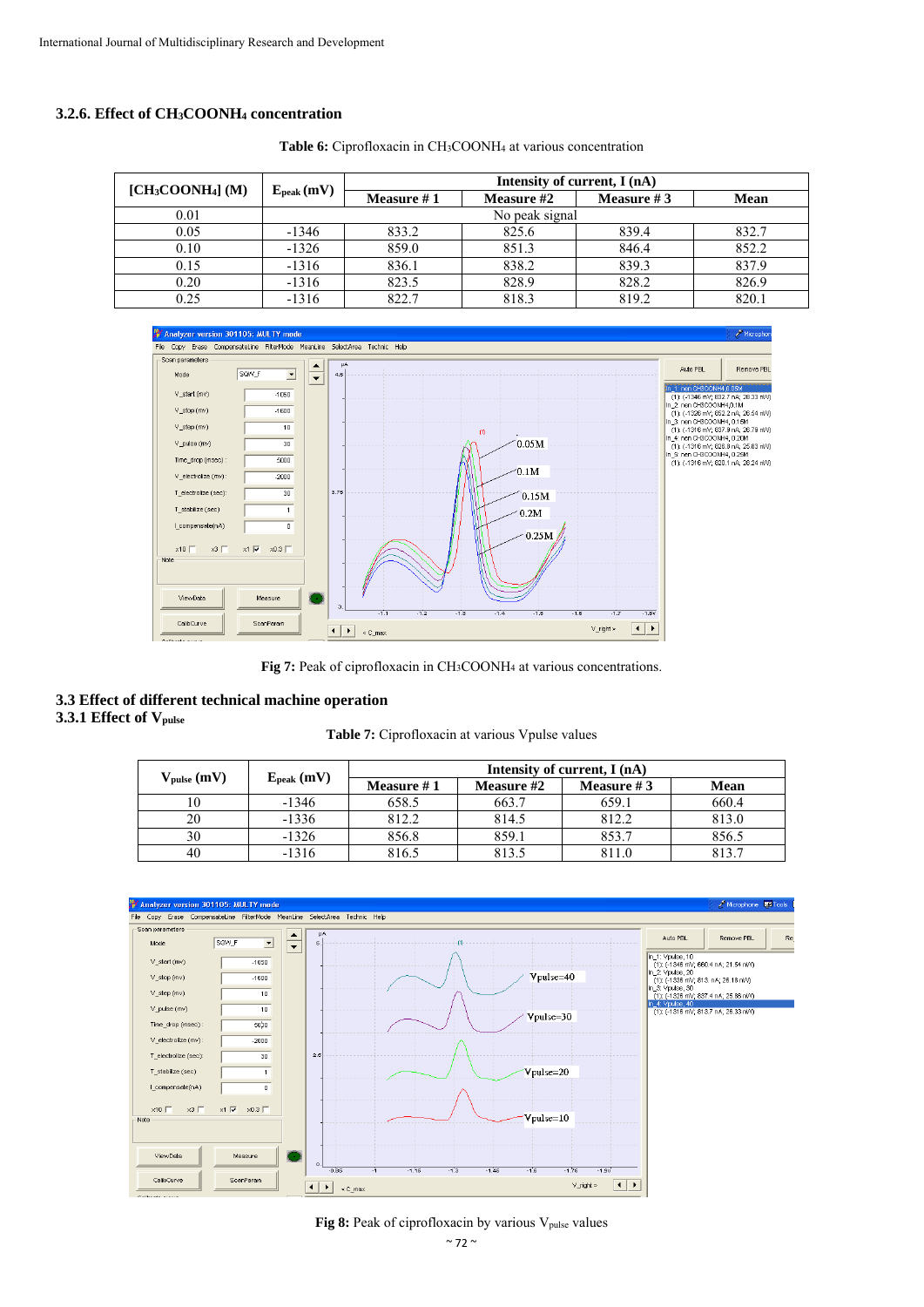### 3.2.6. Effect of $CH_3COONH_4$ concentration

**Table 6:** Ciprofloxacin in $CH_3COONH_4$ at various concentration

| $[CH_3COONH_4]$ (M) | $E_{peak}$ (mV) | Intensity of current, I (nA) | | | |
|---|---|---|---|---|---|
| | | Measure # 1 | Measure #2 | Measure # 3 | Mean |
| 0.01 | No peak signal | | | | |
| 0.05 | -1346 | 833.2 | 825.6 | 839.4 | 832.7 |
| 0.10 | -1326 | 859.0 | 851.3 | 846.4 | 852.2 |
| 0.15 | -1316 | 836.1 | 838.2 | 839.3 | 837.9 |
| 0.20 | -1316 | 823.5 | 828.9 | 828.2 | 826.9 |
| 0.25 | -1316 | 822.7 | 818.3 | 819.2 | 820.1 |

**Fig 7:** Peak of ciprofloxacin in $CH_3COONH_4$ at various concentrations.

### 3.3 Effect of different technical machine operation

#### 3.3.1 Effect of $V_{pulse}$

**Table 7:** Ciprofloxacin at various Vpulse values

| $V_{pulse}$ (mV) | $E_{peak}$ (mV) | Intensity of current, I (nA) | | | |
|---|---|---|---|---|---|
| | | Measure # 1 | Measure #2 | Measure # 3 | Mean |
| 10 | -1346 | 658.5 | 663.7 | 659.1 | 660.4 |
| 20 | -1336 | 812.2 | 814.5 | 812.2 | 813.0 |
| 30 | -1326 | 856.8 | 859.1 | 853.7 | 856.5 |
| 40 | -1316 | 816.5 | 813.5 | 811.0 | 813.7 |

**Fig 8:** Peak of ciprofloxacin by various $V_{pulse}$ values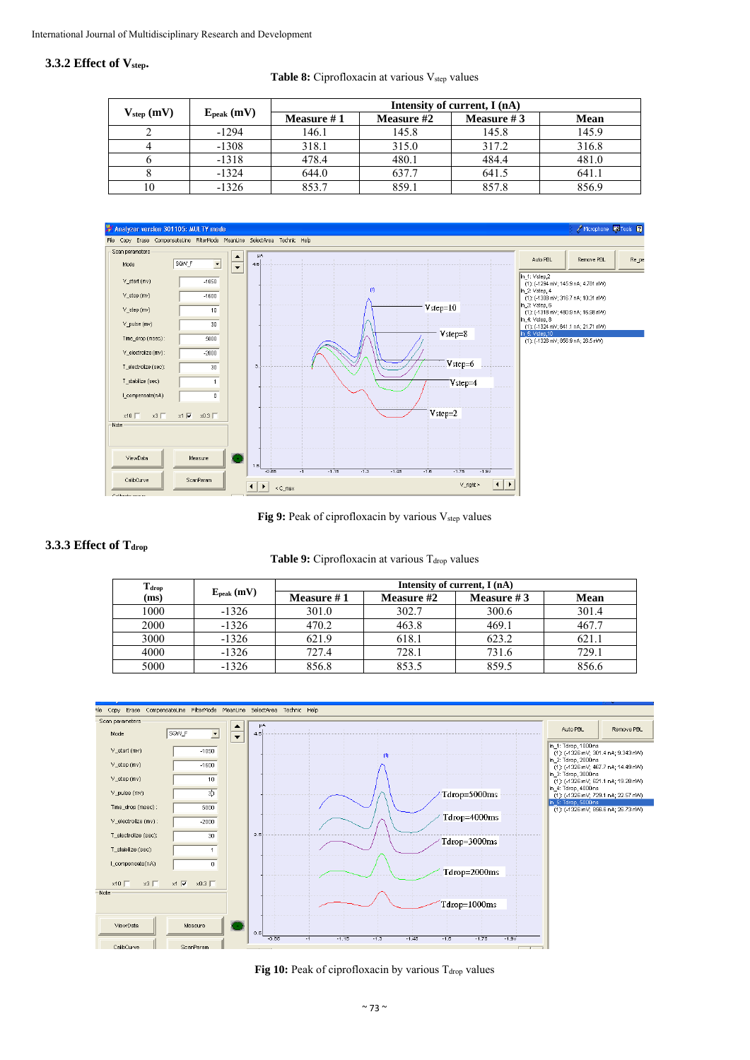### 3.3.2 Effect of $V_{step}$.

**Table 8:** Ciprofloxacin at various $V_{step}$ values

| $V_{step}$ (mV) | $E_{peak}$ (mV) | Intensity of current, I (nA) | | | |
|---|---|---|---|---|---|
| | | Measure # 1 | Measure #2 | Measure # 3 | Mean |
| 2 | -1294 | 146.1 | 145.8 | 145.8 | 145.9 |
| 4 | -1308 | 318.1 | 315.0 | 317.2 | 316.8 |
| 6 | -1318 | 478.4 | 480.1 | 484.4 | 481.0 |
| 8 | -1324 | 644.0 | 637.7 | 641.5 | 641.1 |
| 10 | -1326 | 853.7 | 859.1 | 857.8 | 856.9 |

**Fig 9:** Peak of ciprofloxacin by various $V_{step}$ values

### 3.3.3 Effect of $T_{drop}$

**Table 9:** Ciprofloxacin at various $T_{drop}$ values

| $T_{drop}$ (ms) | $E_{peak}$ (mV) | Intensity of current, I (nA) | | | |
|---|---|---|---|---|---|
| | | Measure # 1 | Measure #2 | Measure # 3 | Mean |
| 1000 | -1326 | 301.0 | 302.7 | 300.6 | 301.4 |
| 2000 | -1326 | 470.2 | 463.8 | 469.1 | 467.7 |
| 3000 | -1326 | 621.9 | 618.1 | 623.2 | 621.1 |
| 4000 | -1326 | 727.4 | 728.1 | 731.6 | 729.1 |
| 5000 | -1326 | 856.8 | 853.5 | 859.5 | 856.6 |

**Fig 10:** Peak of ciprofloxacin by various $T_{drop}$ values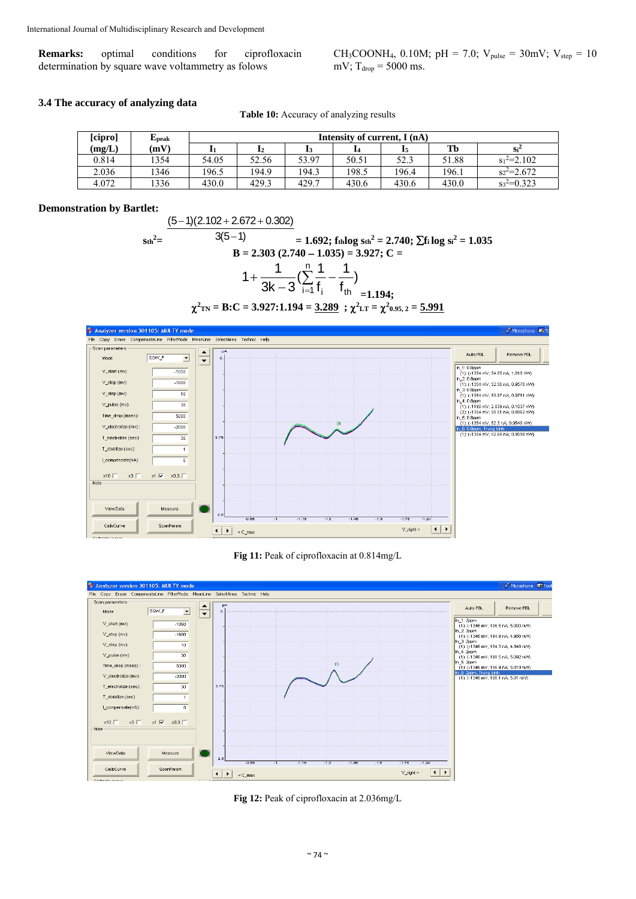**Remarks:** optimal conditions for ciprofloxacin determination by square wave voltammetry as folows $CH_3COONH_4$, 0.10M; pH = 7.0; $V_{pulse}$ = 30mV; $V_{step}$ = 10 mV; $T_{drop}$ = 5000 ms.

### 3.4 The accuracy of analyzing data

**Table 10:** Accuracy of analyzing results

| [cipro] (mg/L) | $E_{peak}$ (mV) | Intensity of current, I (nA) | | | | | | |
|---|---|---|---|---|---|---|---|---|
| | | $I_1$ | $I_2$ | $I_3$ | $I_4$ | $I_5$ | Tb | $s_i^2$ |
| 0.814 | 1354 | 54.05 | 52.56 | 53.97 | 50.51 | 52.3 | 51.88 | $s_1^2$=2.102 |
| 2.036 | 1346 | 196.5 | 194.9 | 194.3 | 198.5 | 196.4 | 196.1 | $s_2^2$=2.672 |
| 4.072 | 1336 | 430.0 | 429.3 | 429.7 | 430.6 | 430.6 | 430.0 | $s_3^2$=0.323 |

**Demonstration by Bartlet:**

$$s_{th}^2 = \frac{(5-1)(2.102+2.672+0.302)}{3(5-1)} = 1.692; \; f_{th}\log s_{th}^2 = 2.740; \; \sum f_i \log s_i^2 = 1.035$$

$$B = 2.303\,(2.740 - 1.035) = 3.927; \; C = 1+\frac{1}{3k-3}\left(\sum_{i=1}^{n}\frac{1}{f_i}-\frac{1}{f_{th}}\right) = 1.194;$$

$$\chi^2_{TN} = B:C = 3.927:1.194 = \underline{3.289} \;;\; \chi^2_{LT} = \chi^2_{0.95,\,2} = \underline{5.991}$$

**Fig 11:** Peak of ciprofloxacin at 0.814mg/L

**Fig 12:** Peak of ciprofloxacin at 2.036mg/L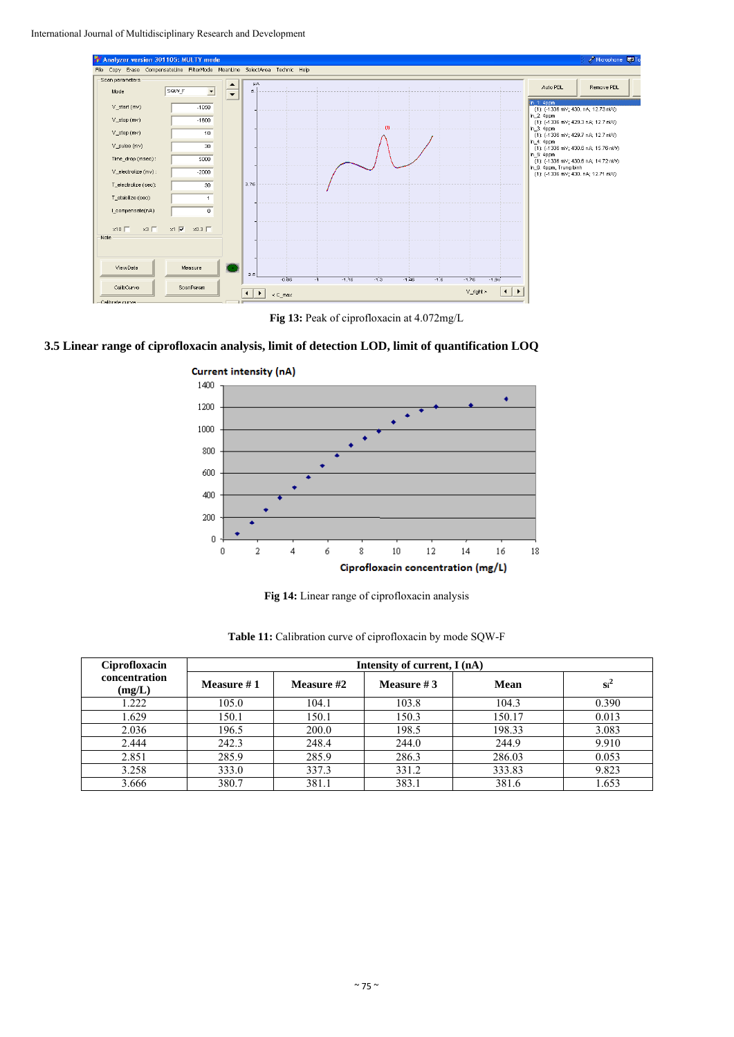Fig 13: Peak of ciprofloxacin at 4.072mg/L

### 3.5 Linear range of ciprofloxacin analysis, limit of detection LOD, limit of quantification LOQ

Fig 14: Linear range of ciprofloxacin analysis

**Table 11:** Calibration curve of ciprofloxacin by mode SQW-F

| Ciprofloxacin concentration (mg/L) | Intensity of current, I (nA) | | | | |
|---|---|---|---|---|---|
| | Measure # 1 | Measure #2 | Measure # 3 | Mean | $s_i^2$ |
| 1.222 | 105.0 | 104.1 | 103.8 | 104.3 | 0.390 |
| 1.629 | 150.1 | 150.1 | 150.3 | 150.17 | 0.013 |
| 2.036 | 196.5 | 200.0 | 198.5 | 198.33 | 3.083 |
| 2.444 | 242.3 | 248.4 | 244.0 | 244.9 | 9.910 |
| 2.851 | 285.9 | 285.9 | 286.3 | 286.03 | 0.053 |
| 3.258 | 333.0 | 337.3 | 331.2 | 333.83 | 9.823 |
| 3.666 | 380.7 | 381.1 | 383.1 | 381.6 | 1.653 |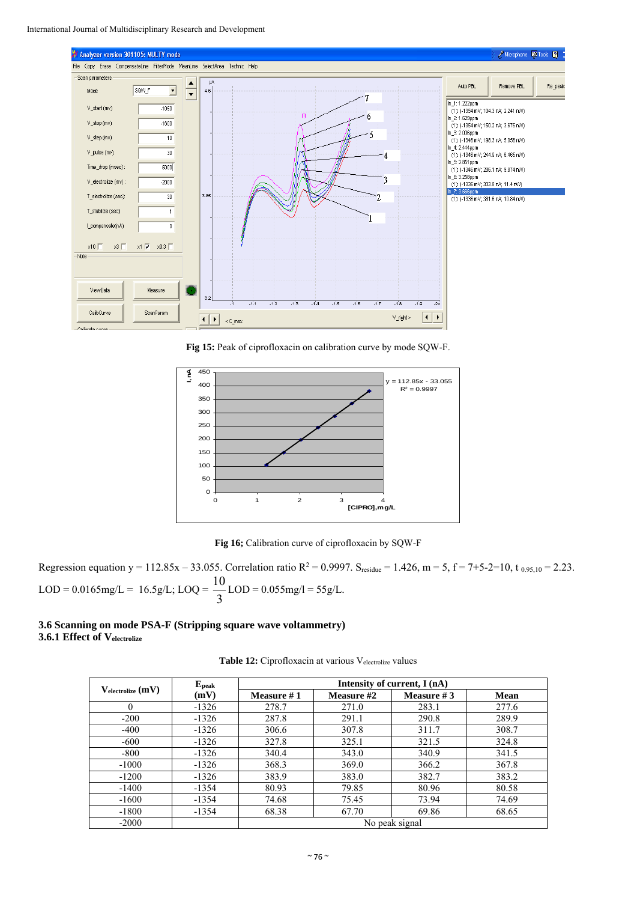Fig 15: Peak of ciprofloxacin on calibration curve by mode SQW-F.

Fig 16; Calibration curve of ciprofloxacin by SQW-F

Regression equation y = 112.85x – 33.055. Correlation ratio $R^2$ = 0.9997. $S_{residue}$ = 1.426, m = 5, f = 7+5-2=10, $t_{0.95,10}$ = 2.23.

LOD = 0.0165mg/L = 16.5g/L; LOQ = $\frac{10}{3}$ LOD = 0.055mg/l = 55g/L.

### 3.6 Scanning on mode PSA-F (Stripping square wave voltammetry)

#### 3.6.1 Effect of $V_{electrolize}$

**Table 12:** Ciprofloxacin at various $V_{electrolize}$ values

| $V_{electrolize}$ (mV) | $E_{peak}$ (mV) | Intensity of current, I (nA) | | | |
|---|---|---|---|---|---|
| | | Measure # 1 | Measure #2 | Measure # 3 | Mean |
| 0 | -1326 | 278.7 | 271.0 | 283.1 | 277.6 |
| -200 | -1326 | 287.8 | 291.1 | 290.8 | 289.9 |
| -400 | -1326 | 306.6 | 307.8 | 311.7 | 308.7 |
| -600 | -1326 | 327.8 | 325.1 | 321.5 | 324.8 |
| -800 | -1326 | 340.4 | 343.0 | 340.9 | 341.5 |
| -1000 | -1326 | 368.3 | 369.0 | 366.2 | 367.8 |
| -1200 | -1326 | 383.9 | 383.0 | 382.7 | 383.2 |
| -1400 | -1354 | 80.93 | 79.85 | 80.96 | 80.58 |
| -1600 | -1354 | 74.68 | 75.45 | 73.94 | 74.69 |
| -1800 | -1354 | 68.38 | 67.70 | 69.86 | 68.65 |
| -2000 | | No peak signal | | | |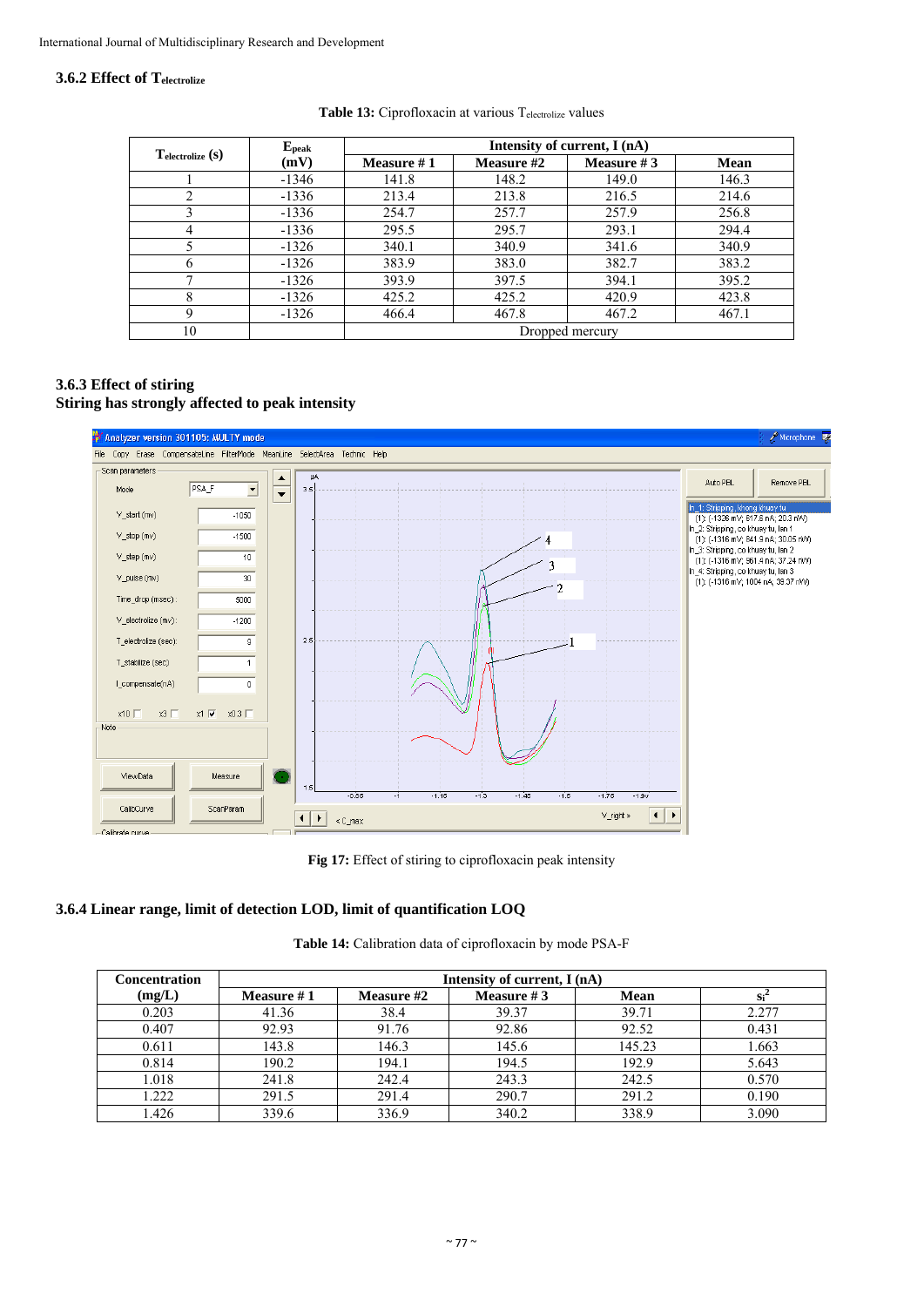### 3.6.2 Effect of $T_{electrolize}$

Table 13: Ciprofloxacin at various $T_{electrolize}$ values

| $T_{electrolize}$ (s) | $E_{peak}$ (mV) | Intensity of current, I (nA) | | | |
|---|---|---|---|---|---|
| | | Measure # 1 | Measure #2 | Measure # 3 | Mean |
| 1 | -1346 | 141.8 | 148.2 | 149.0 | 146.3 |
| 2 | -1336 | 213.4 | 213.8 | 216.5 | 214.6 |
| 3 | -1336 | 254.7 | 257.7 | 257.9 | 256.8 |
| 4 | -1336 | 295.5 | 295.7 | 293.1 | 294.4 |
| 5 | -1326 | 340.1 | 340.9 | 341.6 | 340.9 |
| 6 | -1326 | 383.9 | 383.0 | 382.7 | 383.2 |
| 7 | -1326 | 393.9 | 397.5 | 394.1 | 395.2 |
| 8 | -1326 | 425.2 | 425.2 | 420.9 | 423.8 |
| 9 | -1326 | 466.4 | 467.8 | 467.2 | 467.1 |
| 10 | | Dropped mercury | | | |

### 3.6.3 Effect of stiring

**Stiring has strongly affected to peak intensity**

Fig 17: Effect of stiring to ciprofloxacin peak intensity

### 3.6.4 Linear range, limit of detection LOD, limit of quantification LOQ

Table 14: Calibration data of ciprofloxacin by mode PSA-F

| Concentration (mg/L) | Intensity of current, I (nA) | | | | |
|---|---|---|---|---|---|
| | Measure # 1 | Measure #2 | Measure # 3 | Mean | $s_i^2$ |
| 0.203 | 41.36 | 38.4 | 39.37 | 39.71 | 2.277 |
| 0.407 | 92.93 | 91.76 | 92.86 | 92.52 | 0.431 |
| 0.611 | 143.8 | 146.3 | 145.6 | 145.23 | 1.663 |
| 0.814 | 190.2 | 194.1 | 194.5 | 192.9 | 5.643 |
| 1.018 | 241.8 | 242.4 | 243.3 | 242.5 | 0.570 |
| 1.222 | 291.5 | 291.4 | 290.7 | 291.2 | 0.190 |
| 1.426 | 339.6 | 336.9 | 340.2 | 338.9 | 3.090 |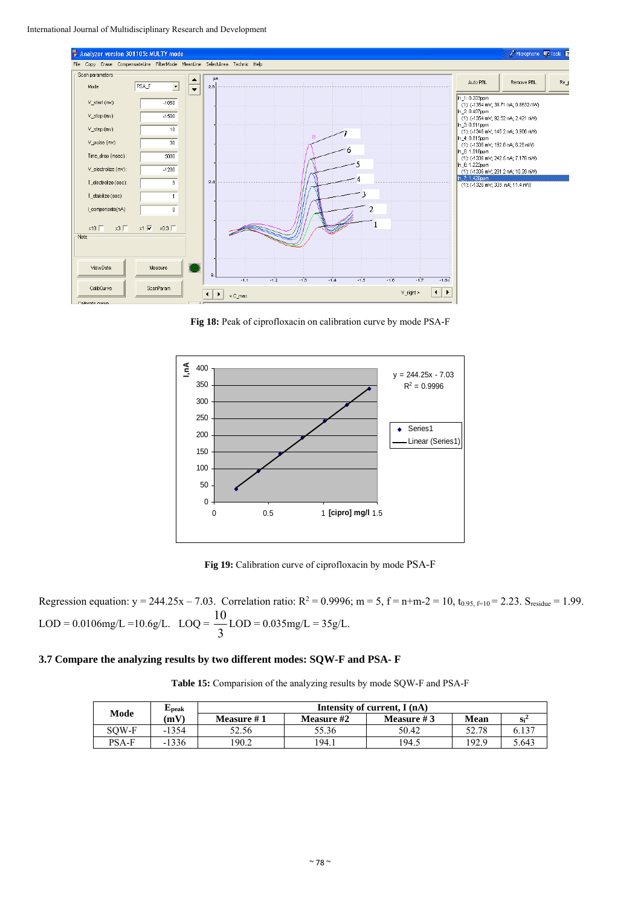Fig 18: Peak of ciprofloxacin on calibration curve by mode PSA-F

Fig 19: Calibration curve of ciprofloxacin by mode PSA-F

Regression equation: $y = 244.25x - 7.03$. Correlation ratio: $R^2 = 0.9996$; $m = 5$, $f = n+m-2 = 10$, $t_{0.95,\ f=10} = 2.23$. $S_{residue} = 1.99$.

LOD = 0.0106mg/L =10.6g/L. LOQ = $\frac{10}{3}$LOD = 0.035mg/L = 35g/L.

### 3.7 Compare the analyzing results by two different modes: SQW-F and PSA- F

**Table 15:** Comparision of the analyzing results by mode SQW-F and PSA-F

| Mode | $E_{peak}$ (mV) | Intensity of current, I (nA) | | | | |
|---|---|---|---|---|---|---|
| | | Measure # 1 | Measure #2 | Measure # 3 | Mean | $s_i^2$ |
| SQW-F | -1354 | 52.56 | 55.36 | 50.42 | 52.78 | 6.137 |
| PSA-F | -1336 | 190.2 | 194.1 | 194.5 | 192.9 | 5.643 |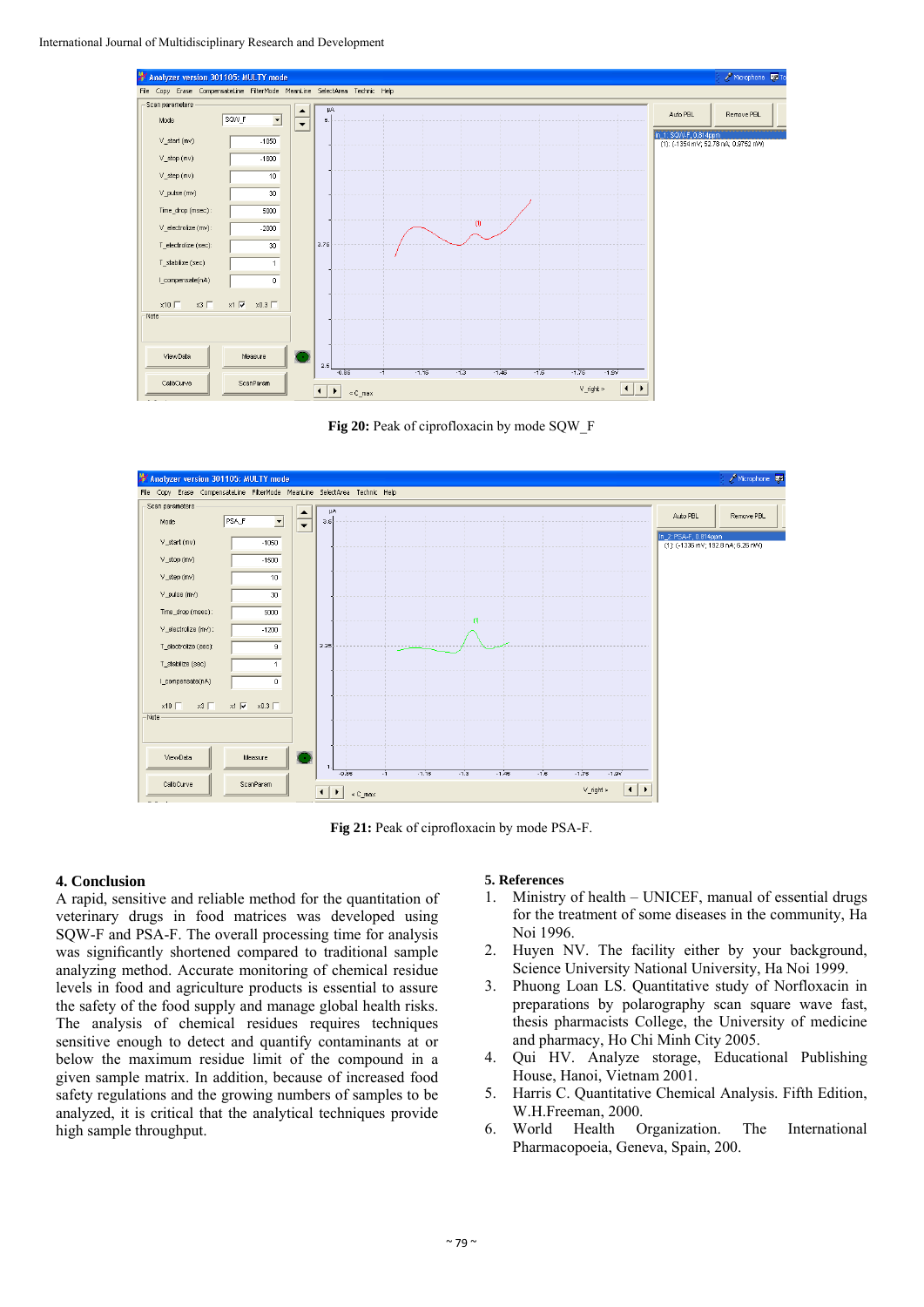Fig 20: Peak of ciprofloxacin by mode SQW_F

Fig 21: Peak of ciprofloxacin by mode PSA-F.

## 4. Conclusion

A rapid, sensitive and reliable method for the quantitation of veterinary drugs in food matrices was developed using SQW-F and PSA-F. The overall processing time for analysis was significantly shortened compared to traditional sample analyzing method. Accurate monitoring of chemical residue levels in food and agriculture products is essential to assure the safety of the food supply and manage global health risks. The analysis of chemical residues requires techniques sensitive enough to detect and quantify contaminants at or below the maximum residue limit of the compound in a given sample matrix. In addition, because of increased food safety regulations and the growing numbers of samples to be analyzed, it is critical that the analytical techniques provide high sample throughput.

## 5. References

1. Ministry of health – UNICEF, manual of essential drugs for the treatment of some diseases in the community, Ha Noi 1996.
2. Huyen NV. The facility either by your background, Science University National University, Ha Noi 1999.
3. Phuong Loan LS. Quantitative study of Norfloxacin in preparations by polarography scan square wave fast, thesis pharmacists College, the University of medicine and pharmacy, Ho Chi Minh City 2005.
4. Qui HV. Analyze storage, Educational Publishing House, Hanoi, Vietnam 2001.
5. Harris C. Quantitative Chemical Analysis. Fifth Edition, W.H.Freeman, 2000.
6. World Health Organization. The International Pharmacopoeia, Geneva, Spain, 200.